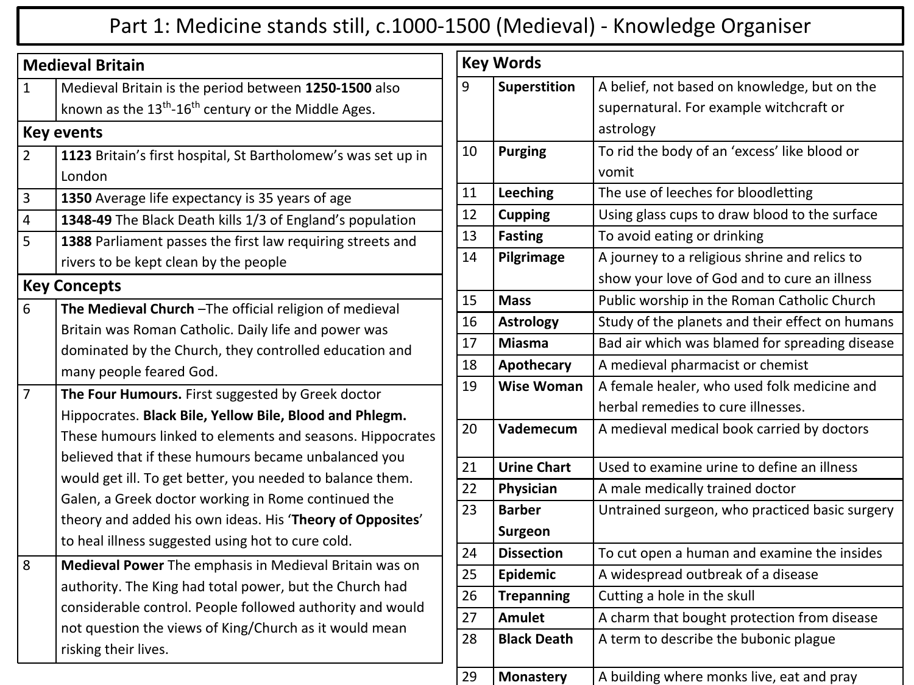# Part 1: Medicine stands still, c.1000-1500 (Medieval) - Knowledge Organiser

| Medieval Britain | |
|---|---|
| 1 | Medieval Britain is the period between **1250-1500** also known as the 13th-16th century or the Middle Ages. |
| **Key events** | |
| 2 | **1123** Britain's first hospital, St Bartholomew's was set up in London |
| 3 | **1350** Average life expectancy is 35 years of age |
| 4 | **1348-49** The Black Death kills 1/3 of England's population |
| 5 | **1388** Parliament passes the first law requiring streets and rivers to be kept clean by the people |
| **Key Concepts** | |
| 6 | **The Medieval Church** –The official religion of medieval Britain was Roman Catholic. Daily life and power was dominated by the Church, they controlled education and many people feared God. |
| 7 | **The Four Humours.** First suggested by Greek doctor Hippocrates. **Black Bile, Yellow Bile, Blood and Phlegm.** These humours linked to elements and seasons. Hippocrates believed that if these humours became unbalanced you would get ill. To get better, you needed to balance them. Galen, a Greek doctor working in Rome continued the theory and added his own ideas. His '**Theory of Opposites**' to heal illness suggested using hot to cure cold. |
| 8 | **Medieval Power** The emphasis in Medieval Britain was on authority. The King had total power, but the Church had considerable control. People followed authority and would not question the views of King/Church as it would mean risking their lives. |

| Key Words | | |
|---|---|---|
| 9 | **Superstition** | A belief, not based on knowledge, but on the supernatural. For example witchcraft or astrology |
| 10 | **Purging** | To rid the body of an 'excess' like blood or vomit |
| 11 | **Leeching** | The use of leeches for bloodletting |
| 12 | **Cupping** | Using glass cups to draw blood to the surface |
| 13 | **Fasting** | To avoid eating or drinking |
| 14 | **Pilgrimage** | A journey to a religious shrine and relics to show your love of God and to cure an illness |
| 15 | **Mass** | Public worship in the Roman Catholic Church |
| 16 | **Astrology** | Study of the planets and their effect on humans |
| 17 | **Miasma** | Bad air which was blamed for spreading disease |
| 18 | **Apothecary** | A medieval pharmacist or chemist |
| 19 | **Wise Woman** | A female healer, who used folk medicine and herbal remedies to cure illnesses. |
| 20 | **Vademecum** | A medieval medical book carried by doctors |
| 21 | **Urine Chart** | Used to examine urine to define an illness |
| 22 | **Physician** | A male medically trained doctor |
| 23 | **Barber Surgeon** | Untrained surgeon, who practiced basic surgery |
| 24 | **Dissection** | To cut open a human and examine the insides |
| 25 | **Epidemic** | A widespread outbreak of a disease |
| 26 | **Trepanning** | Cutting a hole in the skull |
| 27 | **Amulet** | A charm that bought protection from disease |
| 28 | **Black Death** | A term to describe the bubonic plague |
| 29 | **Monastery** | A building where monks live, eat and pray |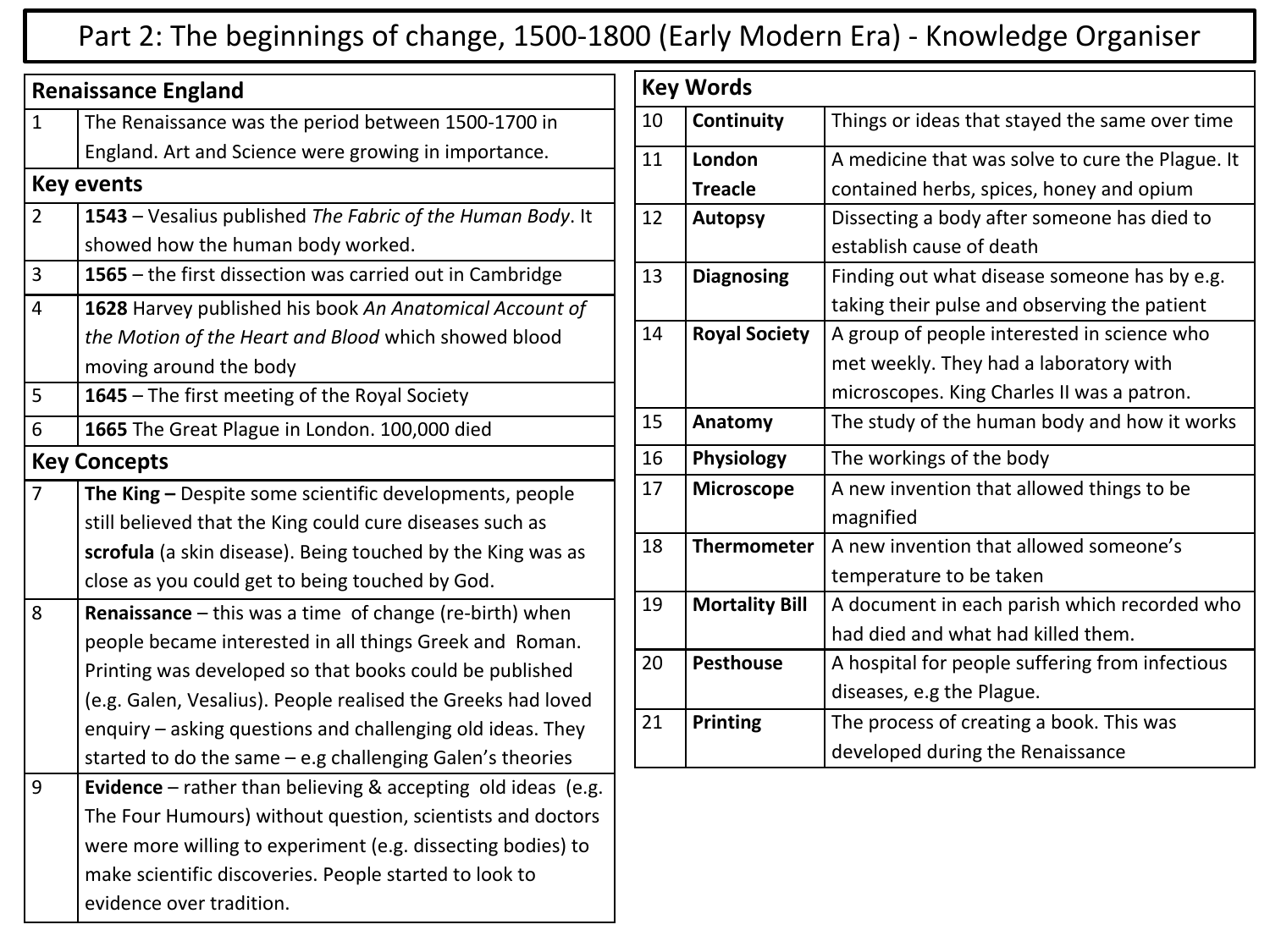# Part 2: The beginnings of change, 1500-1800 (Early Modern Era) - Knowledge Organiser

| Renaissance England | |
|---|---|
| 1 | The Renaissance was the period between 1500-1700 in England. Art and Science were growing in importance. |
| **Key events** | |
| 2 | **1543** – Vesalius published *The Fabric of the Human Body*. It showed how the human body worked. |
| 3 | **1565** – the first dissection was carried out in Cambridge |
| 4 | **1628** Harvey published his book *An Anatomical Account of the Motion of the Heart and Blood* which showed blood moving around the body |
| 5 | **1645** – The first meeting of the Royal Society |
| 6 | **1665** The Great Plague in London. 100,000 died |
| **Key Concepts** | |
| 7 | **The King –** Despite some scientific developments, people still believed that the King could cure diseases such as **scrofula** (a skin disease). Being touched by the King was as close as you could get to being touched by God. |
| 8 | **Renaissance** – this was a time of change (re-birth) when people became interested in all things Greek and Roman. Printing was developed so that books could be published (e.g. Galen, Vesalius). People realised the Greeks had loved enquiry – asking questions and challenging old ideas. They started to do the same – e.g challenging Galen's theories |
| 9 | **Evidence** – rather than believing & accepting old ideas (e.g. The Four Humours) without question, scientists and doctors were more willing to experiment (e.g. dissecting bodies) to make scientific discoveries. People started to look to evidence over tradition. |

| Key Words | | |
|---|---|---|
| 10 | **Continuity** | Things or ideas that stayed the same over time |
| 11 | **London Treacle** | A medicine that was solve to cure the Plague. It contained herbs, spices, honey and opium |
| 12 | **Autopsy** | Dissecting a body after someone has died to establish cause of death |
| 13 | **Diagnosing** | Finding out what disease someone has by e.g. taking their pulse and observing the patient |
| 14 | **Royal Society** | A group of people interested in science who met weekly. They had a laboratory with microscopes. King Charles II was a patron. |
| 15 | **Anatomy** | The study of the human body and how it works |
| 16 | **Physiology** | The workings of the body |
| 17 | **Microscope** | A new invention that allowed things to be magnified |
| 18 | **Thermometer** | A new invention that allowed someone's temperature to be taken |
| 19 | **Mortality Bill** | A document in each parish which recorded who had died and what had killed them. |
| 20 | **Pesthouse** | A hospital for people suffering from infectious diseases, e.g the Plague. |
| 21 | **Printing** | The process of creating a book. This was developed during the Renaissance |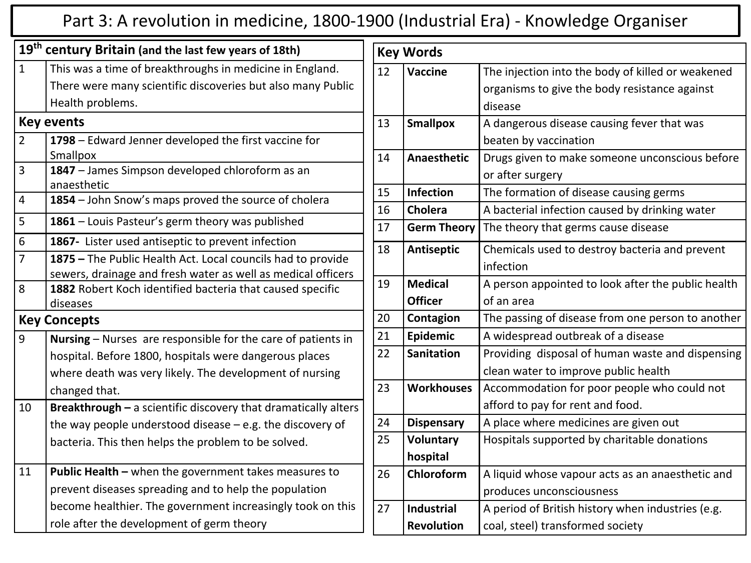# Part 3: A revolution in medicine, 1800-1900 (Industrial Era) - Knowledge Organiser

| | **19th century Britain (and the last few years of 18th)** |
|---|---|
| 1 | This was a time of breakthroughs in medicine in England. There were many scientific discoveries but also many Public Health problems. |
| | **Key events** |
| 2 | **1798** – Edward Jenner developed the first vaccine for Smallpox |
| 3 | **1847** – James Simpson developed chloroform as an anaesthetic |
| 4 | **1854** – John Snow's maps proved the source of cholera |
| 5 | **1861** – Louis Pasteur's germ theory was published |
| 6 | **1867-** Lister used antiseptic to prevent infection |
| 7 | **1875 –** The Public Health Act. Local councils had to provide sewers, drainage and fresh water as well as medical officers |
| 8 | **1882** Robert Koch identified bacteria that caused specific diseases |
| | **Key Concepts** |
| 9 | **Nursing** – Nurses are responsible for the care of patients in hospital. Before 1800, hospitals were dangerous places where death was very likely. The development of nursing changed that. |
| 10 | **Breakthrough –** a scientific discovery that dramatically alters the way people understood disease – e.g. the discovery of bacteria. This then helps the problem to be solved. |
| 11 | **Public Health –** when the government takes measures to prevent diseases spreading and to help the population become healthier. The government increasingly took on this role after the development of germ theory |

| | **Key Words** | |
|---|---|---|
| 12 | **Vaccine** | The injection into the body of killed or weakened organisms to give the body resistance against disease |
| 13 | **Smallpox** | A dangerous disease causing fever that was beaten by vaccination |
| 14 | **Anaesthetic** | Drugs given to make someone unconscious before or after surgery |
| 15 | **Infection** | The formation of disease causing germs |
| 16 | **Cholera** | A bacterial infection caused by drinking water |
| 17 | **Germ Theory** | The theory that germs cause disease |
| 18 | **Antiseptic** | Chemicals used to destroy bacteria and prevent infection |
| 19 | **Medical Officer** | A person appointed to look after the public health of an area |
| 20 | **Contagion** | The passing of disease from one person to another |
| 21 | **Epidemic** | A widespread outbreak of a disease |
| 22 | **Sanitation** | Providing disposal of human waste and dispensing clean water to improve public health |
| 23 | **Workhouses** | Accommodation for poor people who could not afford to pay for rent and food. |
| 24 | **Dispensary** | A place where medicines are given out |
| 25 | **Voluntary hospital** | Hospitals supported by charitable donations |
| 26 | **Chloroform** | A liquid whose vapour acts as an anaesthetic and produces unconsciousness |
| 27 | **Industrial Revolution** | A period of British history when industries (e.g. coal, steel) transformed society |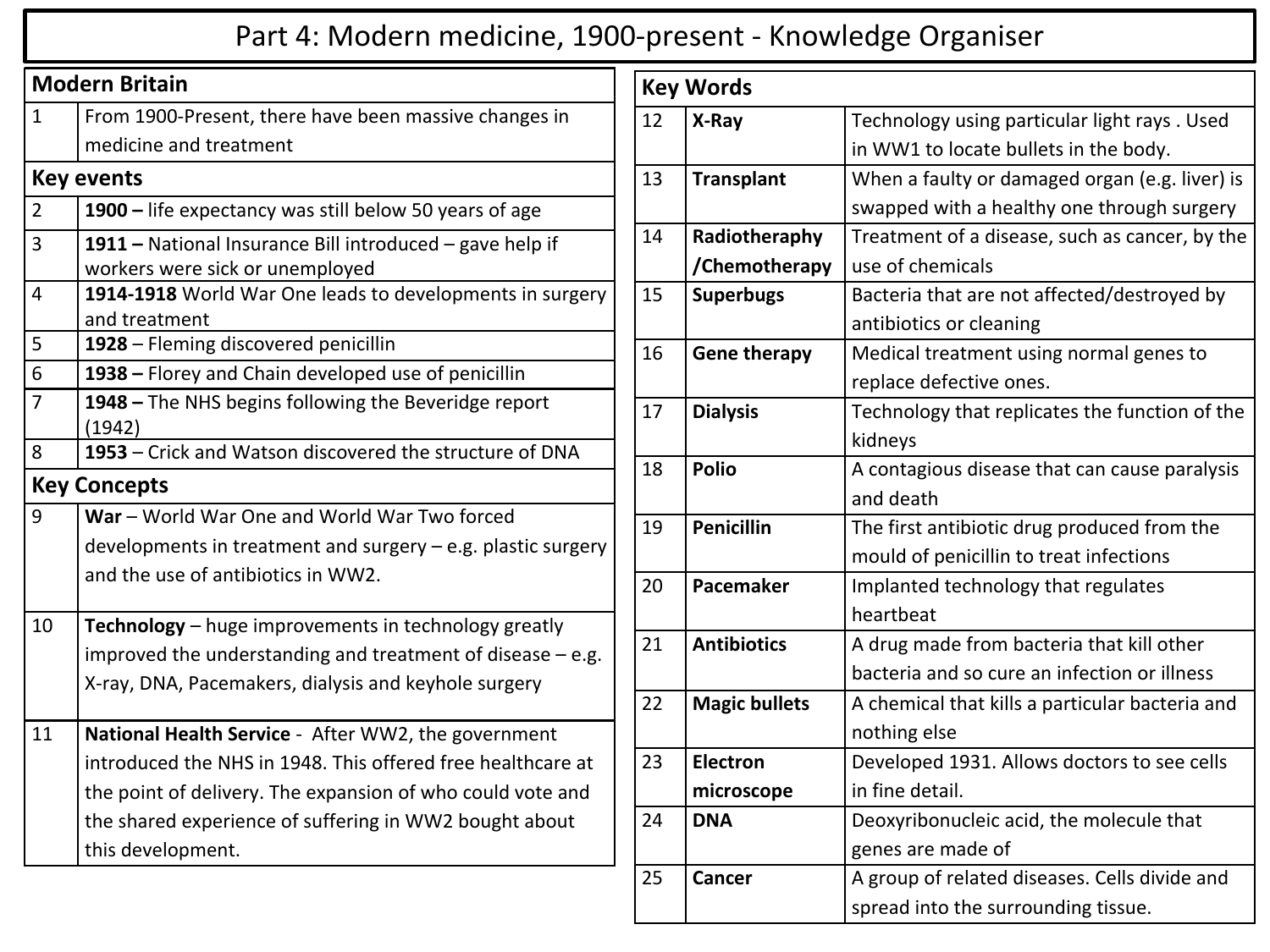# Part 4: Modern medicine, 1900-present - Knowledge Organiser

| Modern Britain | |
|---|---|
| 1 | From 1900-Present, there have been massive changes in medicine and treatment |

| Key events | |
|---|---|
| 2 | **1900 –** life expectancy was still below 50 years of age |
| 3 | **1911 –** National Insurance Bill introduced – gave help if workers were sick or unemployed |
| 4 | **1914-1918** World War One leads to developments in surgery and treatment |
| 5 | **1928** – Fleming discovered penicillin |
| 6 | **1938 –** Florey and Chain developed use of penicillin |
| 7 | **1948 –** The NHS begins following the Beveridge report (1942) |
| 8 | **1953** – Crick and Watson discovered the structure of DNA |

| Key Concepts | |
|---|---|
| 9 | **War** – World War One and World War Two forced developments in treatment and surgery – e.g. plastic surgery and the use of antibiotics in WW2. |
| 10 | **Technology** – huge improvements in technology greatly improved the understanding and treatment of disease – e.g. X-ray, DNA, Pacemakers, dialysis and keyhole surgery |
| 11 | **National Health Service** - After WW2, the government introduced the NHS in 1948. This offered free healthcare at the point of delivery. The expansion of who could vote and the shared experience of suffering in WW2 bought about this development. |

| Key Words | | |
|---|---|---|
| 12 | **X-Ray** | Technology using particular light rays . Used in WW1 to locate bullets in the body. |
| 13 | **Transplant** | When a faulty or damaged organ (e.g. liver) is swapped with a healthy one through surgery |
| 14 | **Radiotheraphy /Chemotherapy** | Treatment of a disease, such as cancer, by the use of chemicals |
| 15 | **Superbugs** | Bacteria that are not affected/destroyed by antibiotics or cleaning |
| 16 | **Gene therapy** | Medical treatment using normal genes to replace defective ones. |
| 17 | **Dialysis** | Technology that replicates the function of the kidneys |
| 18 | **Polio** | A contagious disease that can cause paralysis and death |
| 19 | **Penicillin** | The first antibiotic drug produced from the mould of penicillin to treat infections |
| 20 | **Pacemaker** | Implanted technology that regulates heartbeat |
| 21 | **Antibiotics** | A drug made from bacteria that kill other bacteria and so cure an infection or illness |
| 22 | **Magic bullets** | A chemical that kills a particular bacteria and nothing else |
| 23 | **Electron microscope** | Developed 1931. Allows doctors to see cells in fine detail. |
| 24 | **DNA** | Deoxyribonucleic acid, the molecule that genes are made of |
| 25 | **Cancer** | A group of related diseases. Cells divide and spread into the surrounding tissue. |